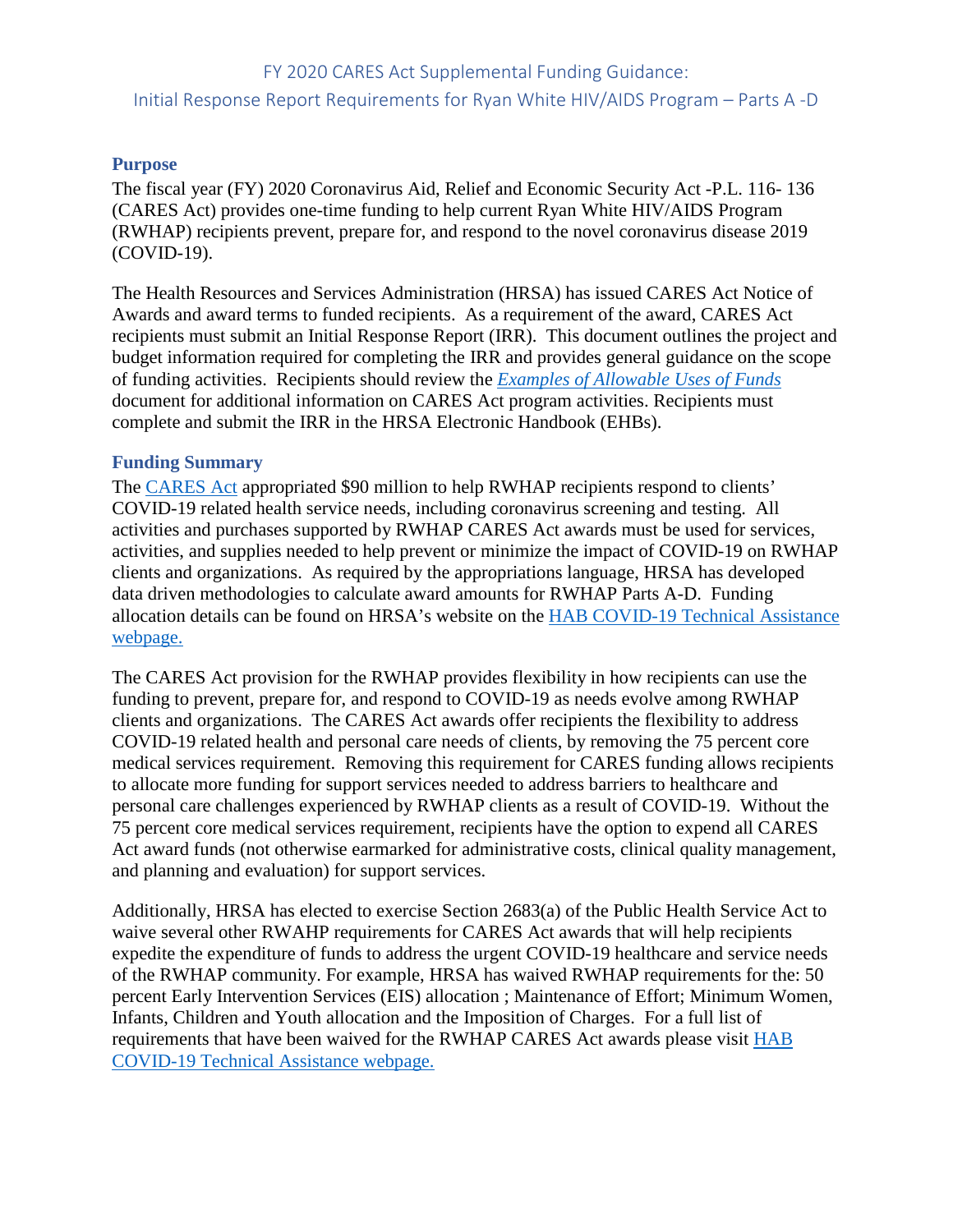# FY 2020 CARES Act Supplemental Funding Guidance:
# Initial Response Report Requirements for Ryan White HIV/AIDS Program – Parts A -D

## Purpose

The fiscal year (FY) 2020 Coronavirus Aid, Relief and Economic Security Act -P.L. 116- 136 (CARES Act) provides one-time funding to help current Ryan White HIV/AIDS Program (RWHAP) recipients prevent, prepare for, and respond to the novel coronavirus disease 2019 (COVID-19).

The Health Resources and Services Administration (HRSA) has issued CARES Act Notice of Awards and award terms to funded recipients. As a requirement of the award, CARES Act recipients must submit an Initial Response Report (IRR). This document outlines the project and budget information required for completing the IRR and provides general guidance on the scope of funding activities. Recipients should review the *Examples of Allowable Uses of Funds* document for additional information on CARES Act program activities. Recipients must complete and submit the IRR in the HRSA Electronic Handbook (EHBs).

## Funding Summary

The CARES Act appropriated $90 million to help RWHAP recipients respond to clients' COVID-19 related health service needs, including coronavirus screening and testing. All activities and purchases supported by RWHAP CARES Act awards must be used for services, activities, and supplies needed to help prevent or minimize the impact of COVID-19 on RWHAP clients and organizations. As required by the appropriations language, HRSA has developed data driven methodologies to calculate award amounts for RWHAP Parts A-D. Funding allocation details can be found on HRSA's website on the HAB COVID-19 Technical Assistance webpage.

The CARES Act provision for the RWHAP provides flexibility in how recipients can use the funding to prevent, prepare for, and respond to COVID-19 as needs evolve among RWHAP clients and organizations. The CARES Act awards offer recipients the flexibility to address COVID-19 related health and personal care needs of clients, by removing the 75 percent core medical services requirement. Removing this requirement for CARES funding allows recipients to allocate more funding for support services needed to address barriers to healthcare and personal care challenges experienced by RWHAP clients as a result of COVID-19. Without the 75 percent core medical services requirement, recipients have the option to expend all CARES Act award funds (not otherwise earmarked for administrative costs, clinical quality management, and planning and evaluation) for support services.

Additionally, HRSA has elected to exercise Section 2683(a) of the Public Health Service Act to waive several other RWAHP requirements for CARES Act awards that will help recipients expedite the expenditure of funds to address the urgent COVID-19 healthcare and service needs of the RWHAP community. For example, HRSA has waived RWHAP requirements for the: 50 percent Early Intervention Services (EIS) allocation ; Maintenance of Effort; Minimum Women, Infants, Children and Youth allocation and the Imposition of Charges. For a full list of requirements that have been waived for the RWHAP CARES Act awards please visit HAB COVID-19 Technical Assistance webpage.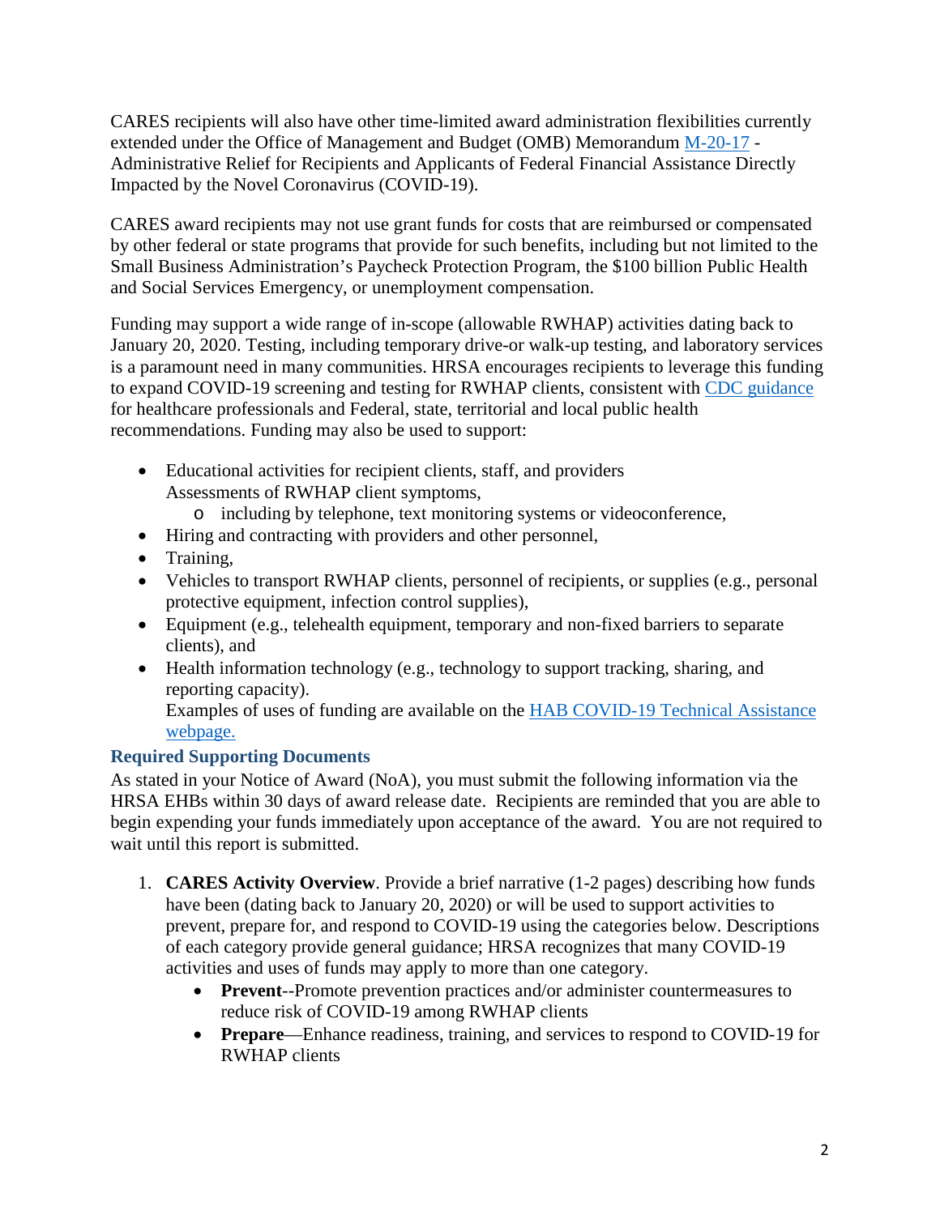CARES recipients will also have other time-limited award administration flexibilities currently extended under the Office of Management and Budget (OMB) Memorandum [M-20-17](#) - Administrative Relief for Recipients and Applicants of Federal Financial Assistance Directly Impacted by the Novel Coronavirus (COVID-19).

CARES award recipients may not use grant funds for costs that are reimbursed or compensated by other federal or state programs that provide for such benefits, including but not limited to the Small Business Administration's Paycheck Protection Program, the $100 billion Public Health and Social Services Emergency, or unemployment compensation.

Funding may support a wide range of in-scope (allowable RWHAP) activities dating back to January 20, 2020. Testing, including temporary drive-or walk-up testing, and laboratory services is a paramount need in many communities. HRSA encourages recipients to leverage this funding to expand COVID-19 screening and testing for RWHAP clients, consistent with [CDC guidance](#) for healthcare professionals and Federal, state, territorial and local public health recommendations. Funding may also be used to support:

- Educational activities for recipient clients, staff, and providers
  Assessments of RWHAP client symptoms,
    - including by telephone, text monitoring systems or videoconference,
- Hiring and contracting with providers and other personnel,
- Training,
- Vehicles to transport RWHAP clients, personnel of recipients, or supplies (e.g., personal protective equipment, infection control supplies),
- Equipment (e.g., telehealth equipment, temporary and non-fixed barriers to separate clients), and
- Health information technology (e.g., technology to support tracking, sharing, and reporting capacity).
  Examples of uses of funding are available on the [HAB COVID-19 Technical Assistance webpage.](#)

### Required Supporting Documents

As stated in your Notice of Award (NoA), you must submit the following information via the HRSA EHBs within 30 days of award release date. Recipients are reminded that you are able to begin expending your funds immediately upon acceptance of the award. You are not required to wait until this report is submitted.

1. **CARES Activity Overview**. Provide a brief narrative (1-2 pages) describing how funds have been (dating back to January 20, 2020) or will be used to support activities to prevent, prepare for, and respond to COVID-19 using the categories below. Descriptions of each category provide general guidance; HRSA recognizes that many COVID-19 activities and uses of funds may apply to more than one category.
    - **Prevent**--Promote prevention practices and/or administer countermeasures to reduce risk of COVID-19 among RWHAP clients
    - **Prepare**—Enhance readiness, training, and services to respond to COVID-19 for RWHAP clients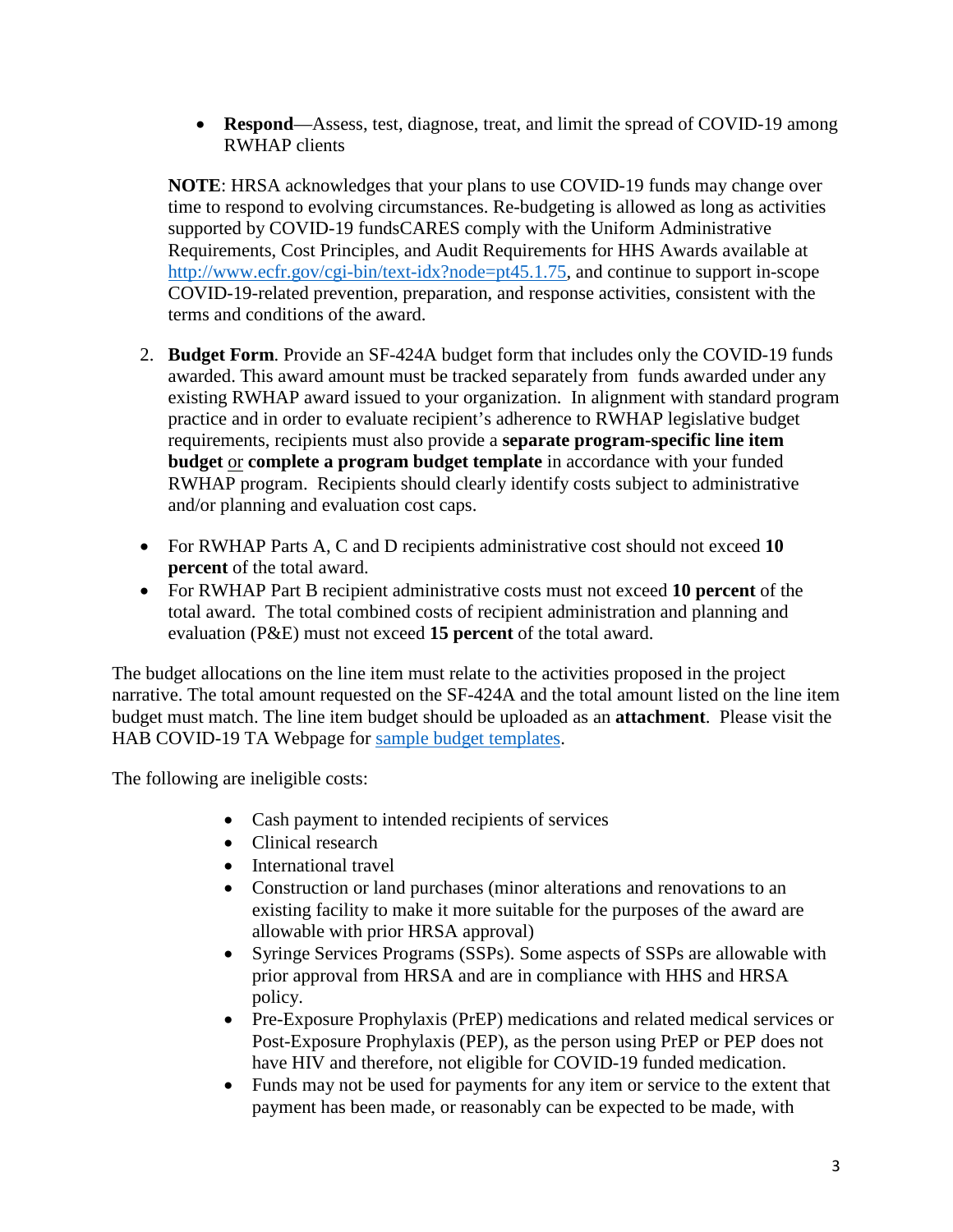- **Respond**—Assess, test, diagnose, treat, and limit the spread of COVID-19 among RWHAP clients

**NOTE**: HRSA acknowledges that your plans to use COVID-19 funds may change over time to respond to evolving circumstances. Re-budgeting is allowed as long as activities supported by COVID-19 fundsCARES comply with the Uniform Administrative Requirements, Cost Principles, and Audit Requirements for HHS Awards available at [http://www.ecfr.gov/cgi-bin/text-idx?node=pt45.1.75](http://www.ecfr.gov/cgi-bin/text-idx?node=pt45.1.75), and continue to support in-scope COVID-19-related prevention, preparation, and response activities, consistent with the terms and conditions of the award.

2. **Budget Form**. Provide an SF-424A budget form that includes only the COVID-19 funds awarded. This award amount must be tracked separately from funds awarded under any existing RWHAP award issued to your organization. In alignment with standard program practice and in order to evaluate recipient's adherence to RWHAP legislative budget requirements, recipients must also provide a **separate program-specific line item budget** or **complete a program budget template** in accordance with your funded RWHAP program. Recipients should clearly identify costs subject to administrative and/or planning and evaluation cost caps.

- For RWHAP Parts A, C and D recipients administrative cost should not exceed **10 percent** of the total award.
- For RWHAP Part B recipient administrative costs must not exceed **10 percent** of the total award. The total combined costs of recipient administration and planning and evaluation (P&E) must not exceed **15 percent** of the total award.

The budget allocations on the line item must relate to the activities proposed in the project narrative. The total amount requested on the SF-424A and the total amount listed on the line item budget must match. The line item budget should be uploaded as an **attachment**. Please visit the HAB COVID-19 TA Webpage for sample budget templates.

The following are ineligible costs:

- Cash payment to intended recipients of services
- Clinical research
- International travel
- Construction or land purchases (minor alterations and renovations to an existing facility to make it more suitable for the purposes of the award are allowable with prior HRSA approval)
- Syringe Services Programs (SSPs). Some aspects of SSPs are allowable with prior approval from HRSA and are in compliance with HHS and HRSA policy.
- Pre-Exposure Prophylaxis (PrEP) medications and related medical services or Post-Exposure Prophylaxis (PEP), as the person using PrEP or PEP does not have HIV and therefore, not eligible for COVID-19 funded medication.
- Funds may not be used for payments for any item or service to the extent that payment has been made, or reasonably can be expected to be made, with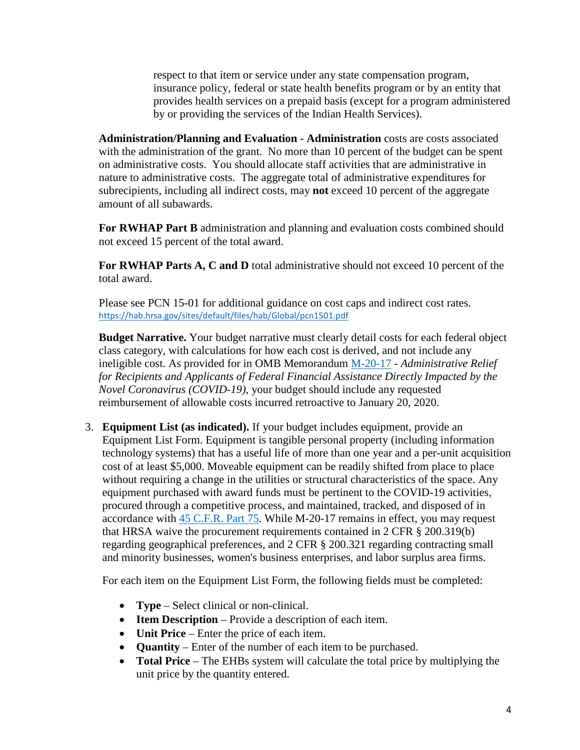respect to that item or service under any state compensation program, insurance policy, federal or state health benefits program or by an entity that provides health services on a prepaid basis (except for a program administered by or providing the services of the Indian Health Services).

**Administration/Planning and Evaluation - Administration** costs are costs associated with the administration of the grant. No more than 10 percent of the budget can be spent on administrative costs. You should allocate staff activities that are administrative in nature to administrative costs. The aggregate total of administrative expenditures for subrecipients, including all indirect costs, may **not** exceed 10 percent of the aggregate amount of all subawards.

**For RWHAP Part B** administration and planning and evaluation costs combined should not exceed 15 percent of the total award.

**For RWHAP Parts A, C and D** total administrative should not exceed 10 percent of the total award.

Please see PCN 15-01 for additional guidance on cost caps and indirect cost rates. https://hab.hrsa.gov/sites/default/files/hab/Global/pcn1501.pdf

**Budget Narrative.** Your budget narrative must clearly detail costs for each federal object class category, with calculations for how each cost is derived, and not include any ineligible cost. As provided for in OMB Memorandum M-20-17 - *Administrative Relief for Recipients and Applicants of Federal Financial Assistance Directly Impacted by the Novel Coronavirus (COVID-19)*, your budget should include any requested reimbursement of allowable costs incurred retroactive to January 20, 2020.

3. **Equipment List (as indicated).** If your budget includes equipment, provide an Equipment List Form. Equipment is tangible personal property (including information technology systems) that has a useful life of more than one year and a per-unit acquisition cost of at least $5,000. Moveable equipment can be readily shifted from place to place without requiring a change in the utilities or structural characteristics of the space. Any equipment purchased with award funds must be pertinent to the COVID-19 activities, procured through a competitive process, and maintained, tracked, and disposed of in accordance with 45 C.F.R. Part 75. While M-20-17 remains in effect, you may request that HRSA waive the procurement requirements contained in 2 CFR § 200.319(b) regarding geographical preferences, and 2 CFR § 200.321 regarding contracting small and minority businesses, women's business enterprises, and labor surplus area firms.

   For each item on the Equipment List Form, the following fields must be completed:

   - **Type** – Select clinical or non-clinical.
   - **Item Description** – Provide a description of each item.
   - **Unit Price** – Enter the price of each item.
   - **Quantity** – Enter of the number of each item to be purchased.
   - **Total Price** – The EHBs system will calculate the total price by multiplying the unit price by the quantity entered.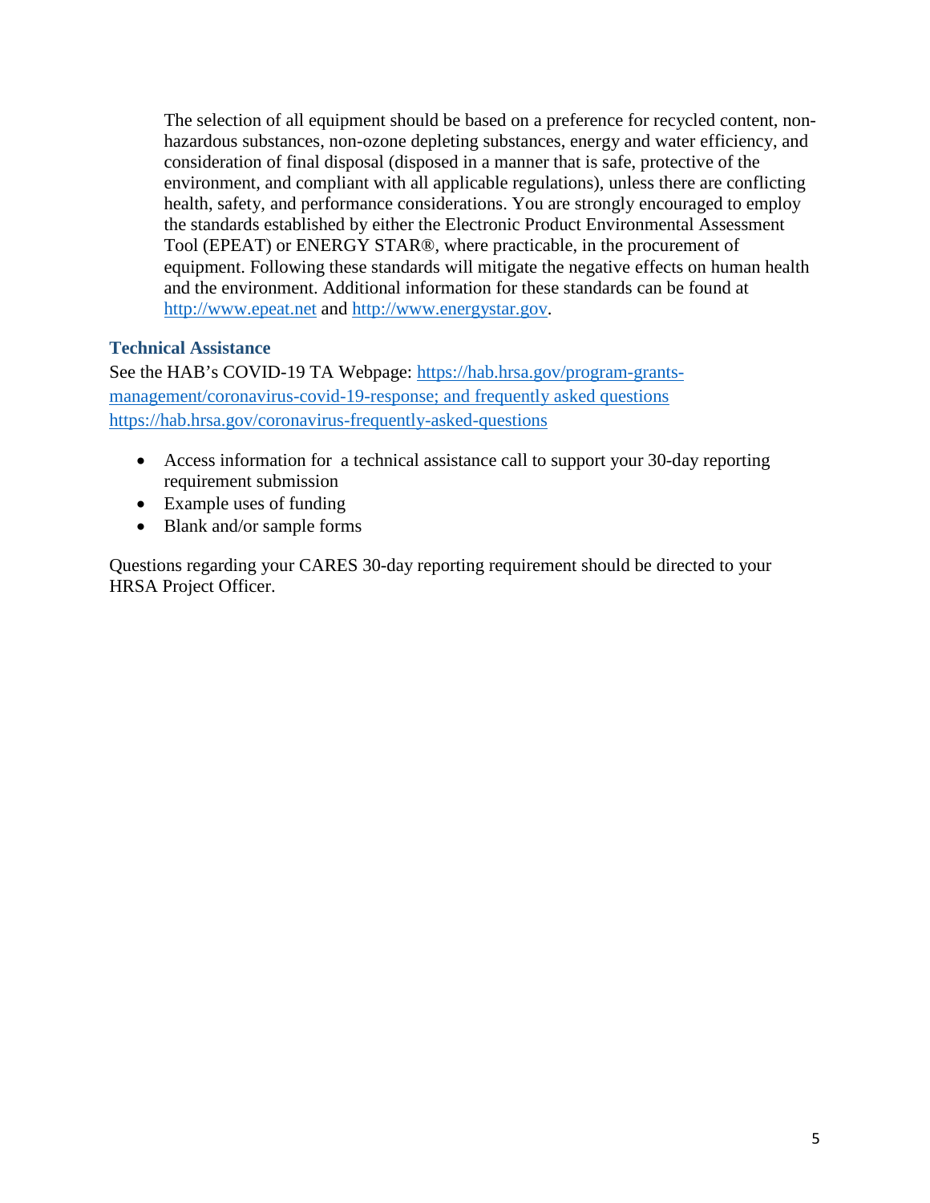The selection of all equipment should be based on a preference for recycled content, non-hazardous substances, non-ozone depleting substances, energy and water efficiency, and consideration of final disposal (disposed in a manner that is safe, protective of the environment, and compliant with all applicable regulations), unless there are conflicting health, safety, and performance considerations. You are strongly encouraged to employ the standards established by either the Electronic Product Environmental Assessment Tool (EPEAT) or ENERGY STAR®, where practicable, in the procurement of equipment. Following these standards will mitigate the negative effects on human health and the environment. Additional information for these standards can be found at http://www.epeat.net and http://www.energystar.gov.

### Technical Assistance

See the HAB's COVID-19 TA Webpage: https://hab.hrsa.gov/program-grants-management/coronavirus-covid-19-response; and frequently asked questions https://hab.hrsa.gov/coronavirus-frequently-asked-questions

- Access information for a technical assistance call to support your 30-day reporting requirement submission
- Example uses of funding
- Blank and/or sample forms

Questions regarding your CARES 30-day reporting requirement should be directed to your HRSA Project Officer.